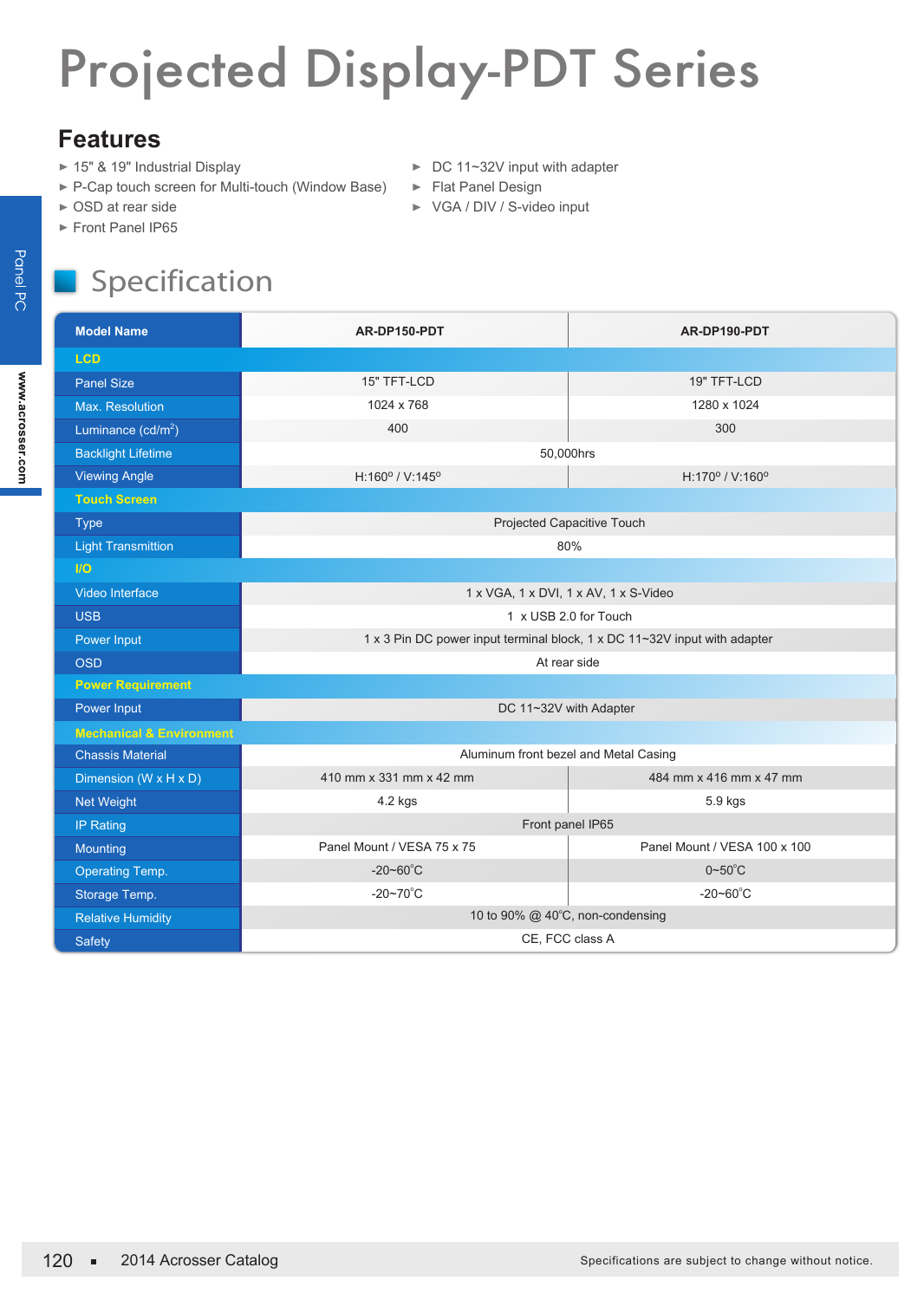# Projected Display-PDT Series

## Features

- 15" & 19" Industrial Display
- P-Cap touch screen for Multi-touch (Window Base)
- OSD at rear side
- Front Panel IP65
- DC 11~32V input with adapter
- Flat Panel Design
- VGA / DIV / S-video input

## Specification

| Model Name | AR-DP150-PDT | AR-DP190-PDT |
|---|---|---|
| **LCD** | | |
| Panel Size | 15" TFT-LCD | 19" TFT-LCD |
| Max. Resolution | 1024 x 768 | 1280 x 1024 |
| Luminance (cd/m$^2$) | 400 | 300 |
| Backlight Lifetime | 50,000hrs | |
| Viewing Angle | H:160º / V:145º | H:170º / V:160º |
| **Touch Screen** | | |
| Type | Projected Capacitive Touch | |
| Light Transmittion | 80% | |
| **I/O** | | |
| Video Interface | 1 x VGA, 1 x DVI, 1 x AV, 1 x S-Video | |
| USB | 1 x USB 2.0 for Touch | |
| Power Input | 1 x 3 Pin DC power input terminal block, 1 x DC 11~32V input with adapter | |
| OSD | At rear side | |
| **Power Requirement** | | |
| Power Input | DC 11~32V with Adapter | |
| **Mechanical & Environment** | | |
| Chassis Material | Aluminum front bezel and Metal Casing | |
| Dimension (W x H x D) | 410 mm x 331 mm x 42 mm | 484 mm x 416 mm x 47 mm |
| Net Weight | 4.2 kgs | 5.9 kgs |
| IP Rating | Front panel IP65 | |
| Mounting | Panel Mount / VESA 75 x 75 | Panel Mount / VESA 100 x 100 |
| Operating Temp. | -20~60°C | 0~50°C |
| Storage Temp. | -20~70°C | -20~60°C |
| Relative Humidity | 10 to 90% @ 40°C, non-condensing | |
| Safety | CE, FCC class A | |

Specifications are subject to change without notice.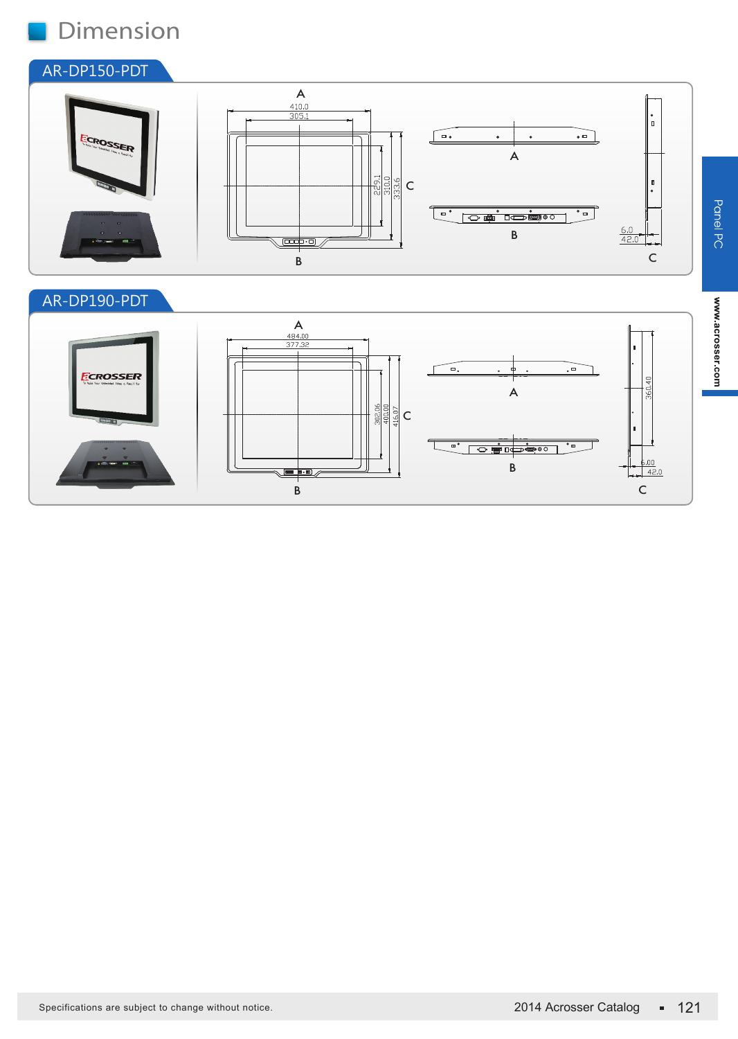# Dimension

## AR-DP150-PDT

A

410.0

305.1

229.1

310.0

333.6

C

B

A

B

6.0

42.0

C

## AR-DP190-PDT

A

484.00

377.32

302.06

400.00

416.07

C

B

A

B

360.40

6.00

42.0

C

Specifications are subject to change without notice.